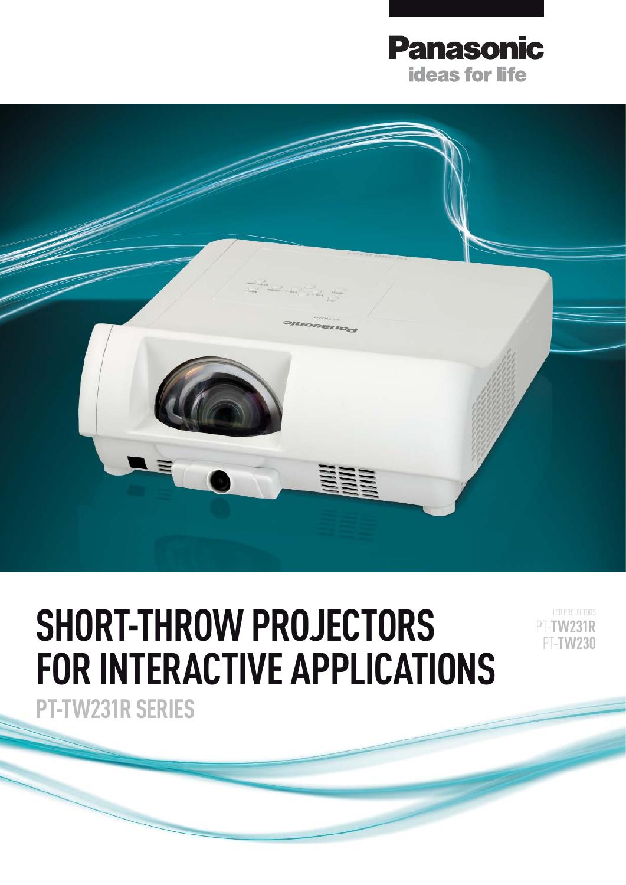Panasonic
ideas for life

# SHORT-THROW PROJECTORS FOR INTERACTIVE APPLICATIONS

## PT-TW231R SERIES

LCD PROJECTORS
PT-TW231R
PT-TW230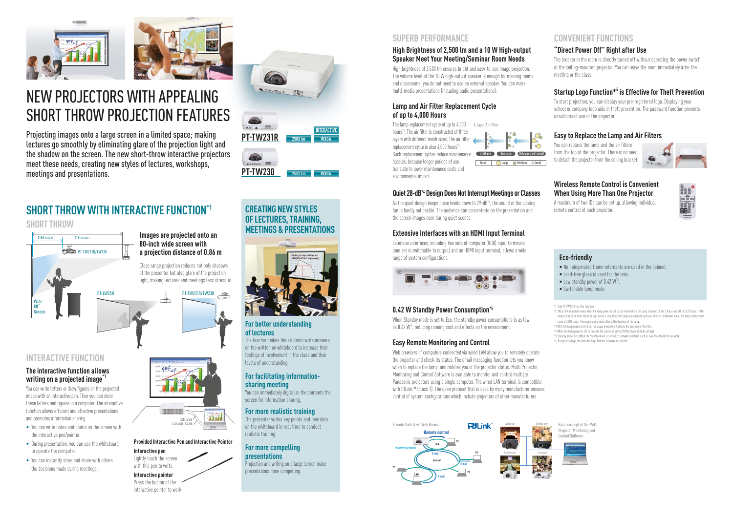# NEW PROJECTORS WITH APPEALING SHORT THROW PROJECTION FEATURES

Projecting images onto a large screen in a limited space; making lectures go smoothly by eliminating glare of the projection light and the shadow on the screen. The new short-throw interactive projectors meet these needs, creating new styles of lectures, workshops, meetings and presentations.

**PT-TW231R** 2500 lm | INTERACTIVE | WXGA

**PT-TW230** 2500 lm | WXGA

## SHORT THROW WITH INTERACTIVE FUNCTION[*1]

### SHORT THROW

0.86 m (2.82') | 2.6 m (8.53') | PT-TW231R/TW230

Wide 80" Screen | PT-LW25H | PT-TW231R/TW230

**Images are projected onto an 80-inch wide screen with a projection distance of 0.86 m**

Close range projection reduces not only shadows of the presenter but also glare of the projection light, making lectures and meetings less stressful.

### INTERACTIVE FUNCTION

**The interactive function allows writing on a projected image[*1]**

You can write letters or draw figures on the projected image with an interactive pen. Then you can store these letters and figures in a computer. The interactive function allows efficient and effective presentations and promotes information sharing.

- You can write notes and points on the screen with the interactive pen/pointer.
- During presentation, you can use the whiteboard to operate the computer.
- You can instantly store and share with others the decisions made during meetings.

USB cable
Computer Cable

**Provided Interactive Pen and Interactive Pointer**

**Interactive pen**
Lightly touch the screen with this pen to write.

**Interactive pointer**
Press the button of the interactive pointer to work.

## CREATING NEW STYLES OF LECTURES, TRAINING, MEETINGS & PRESENTATIONS

### For better understanding of lectures

The teacher makes the students write answers on the written on whiteboard to increase their feelings of involvement in the class and their levels of understanding.

### For facilitating information-sharing meeting

You can immediately digitalize the contents the screen for information sharing.

### For more realistic training

The presenter writes key points and new data on the whiteboard in real time to conduct realistic training.

### For more compelling presentations

Projection and writing on a large screen make presentations more compelling.

## SUPERB PERFORMANCE

### High Brightness of 2,500 lm and a 10 W High-output Speaker Meet Your Meeting/Seminar Room Needs

High brightness of 2,500 lm ensures bright and easy-to-see image projection. The volume level of the 10 W high-output speaker is enough for meeting rooms and classrooms; you do not need to use an external speaker. You can make multi-media presentations (including audio presentations).

### Lamp and Air Filter Replacement Cycle of up to 4,000 Hours

The lamp replacement cycle of up to 4,000 hours[*2]. The air filter is constructed of three layers with different mesh sizes. The air filter replacement cycle is also 4,000 hours[*3]. Such replacement cycles reduce maintenance hassles, because longer periods of use translate to lower maintenance costs and environmental impact.

3-Layer Air Filter: Urethane | Urethane | Hole punched (metal)
Dust: Large | Medium | Small

### Quiet 28-dB[*4] Design Does Not Interrupt Meetings or Classes

As the quiet design keeps noise levels down to 29-dB[*4], the sound of the cooling fan is hardly noticeable. The audience can concentrate on the presentation and the screen images even during quiet scenes.

### Extensive Interfaces with an HDMI Input Terminal

Extensive interfaces, including two sets of computer (RGB) input terminals (one set is switchable to output) and an HDMI input terminal, allows a wide range of system configurations.

### 0.42 W Standby Power Consumption[*5]

When Standby mode is set to Eco, the standby power consumptions is as low as 0.42 W[*5], reducing running cost and effects on the environment.

### Easy Remote Monitoring and Control

Web browsers of computers connected via wired LAN allow you to remotely operate the projector and check its status. The email messaging function lets you know when to replace the lamp, and notifies you of the projector status. Multi Projector Monitoring and Control Software is available to monitor and control multiple Panasonic projectors using a single computer. The wired LAN terminal is compatible with PJLink™ (class 1). The open protocol that is used by many manufacturer ensures control of system configurations which include projectors of other manufacturers.

Remote Control via Web Browser | PJLink | Remote control | LAN | PC | PT-TW231R/TW230 | E-mail | Internet | Auditorium | Seminar room | Lecture room | Classroom

Basic concept of the Multi Projector Monitoring and Control Software

## CONVENIENT FUNCTIONS

### "Direct Power Off" Right after Use

The breaker in the room is directly turned off without operating the power switch of the ceiling-mounted projector. You can leave the room immediately after the meeting or the class.

### Startup Logo Function[*6] is Effective for Theft Prevention

To start projection, you can display your pre-registered logo. Displaying your school or company logo aids in theft prevention. The password function prevents unauthorised use of the projector.

### Easy to Replace the Lamp and Air Filters

You can replace the lamp and the air filters from the top of the projector. There is no need to detach the projector from the ceiling bracket.

### Wireless Remote Control is Convenient When Using More Than One Projector

A maximum of two IDs can be set up, allowing individual remote control of each projector.

### Eco-friendly

- No halogenated flame retardants are used in the cabinet.
- Lead-free glass is used for the lens.
- Low standby power of 0.42 W[*5].
- Switchable lamp mode.

*1 Only PT-TW231R has this function.
*2 This is the maximum value when the lamp power is set to Eco mode when the lamp is turned on for 2 hours and off for 0.25 hours. If the lamp is turned on more times or kept on for a long time, the lamp replacement cycle will shorten. In Normal mode, the lamp replacement cycle is 3,000 hours. The usage environment affects the duration of the lamp.
*3 With the lamp power set to Eco. The usage environment affects the duration of the filter.
*4 When the lamp power is set to Eco and fan control is set to Off (Non-high altitude setting).
*5 Standby mode: Eco. When the Standby mode is set to Eco, network functions such as LAN Standby On do not work.
*6 To register a logo, the included Logo Transfer Software is required.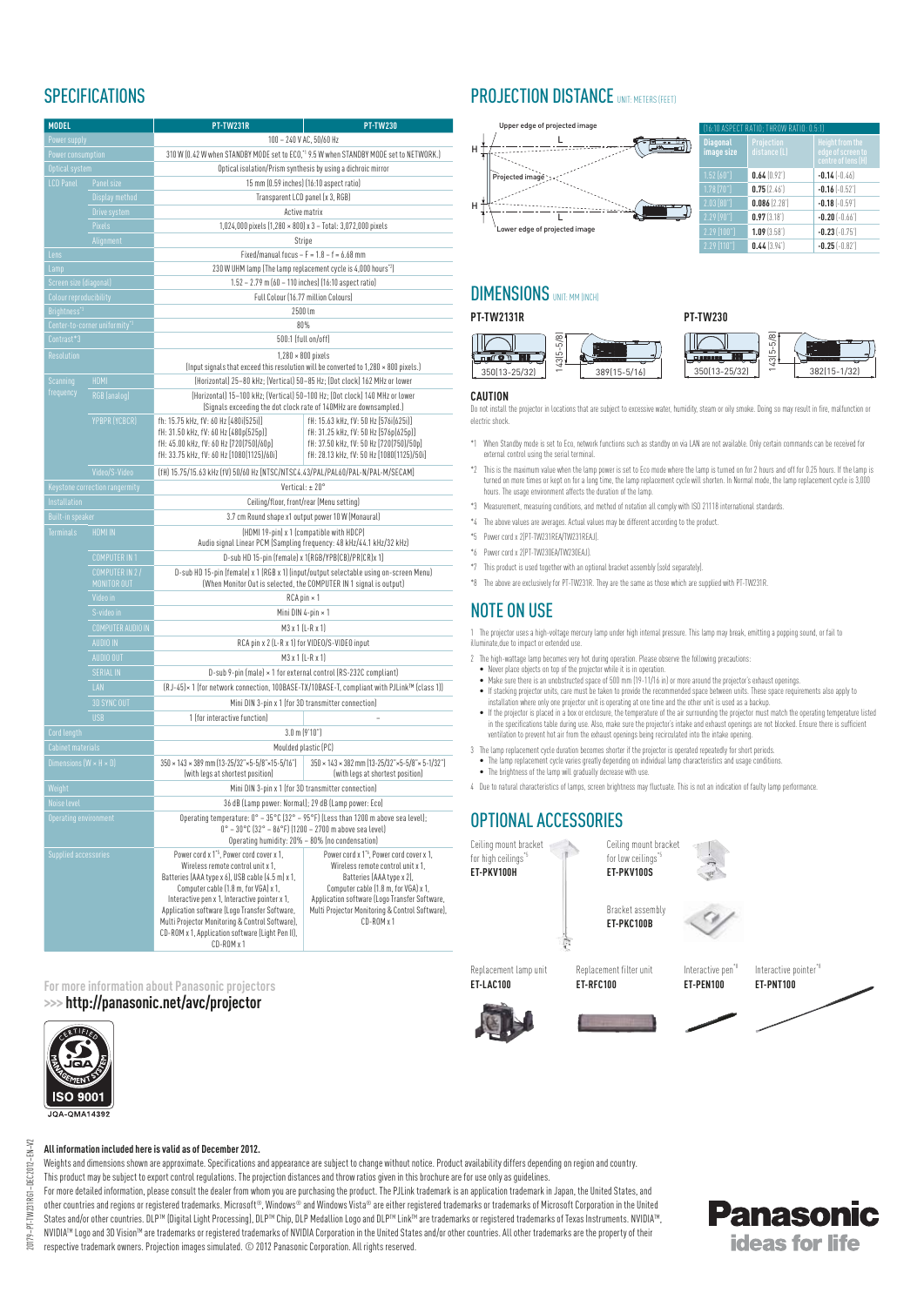## SPECIFICATIONS

| MODEL | | PT-TW231R | PT-TW230 |
|---|---|---|---|
| Power supply | | 100 – 240 V AC, 50/60 Hz | |
| Power consumption | | 310 W (0.42 W when STANDBY MODE set to ECO,*1 9.5 W when STANDBY MODE set to NETWORK.) | |
| Optical system | | Optical isolation/Prism synthesis by using a dichroic mirror | |
| LCD Panel | Panel size | 15 mm (0.59 inches) (16:10 aspect ratio) | |
| | Display method | Transparent LCD panel (x 3, RGB) | |
| | Drive system | Active matrix | |
| | Pixels | 1,024,000 pixels (1,280 × 800) x 3 – Total: 3,072,000 pixels | |
| | Alignment | Stripe | |
| Lens | | Fixed/manual focus – F = 1.8 – f = 6.68 mm | |
| Lamp | | 230 W UHM lamp (The lamp replacement cycle is 4,000 hours*2) | |
| Screen size (diagonal) | | 1.52 – 2.79 m (60 – 110 inches) (16:10 aspect ratio) | |
| Colour reproducibility | | Full Colour (16.77 million Colours) | |
| Brightness*3 | | 2500 lm | |
| Center-to-corner uniformity*3 | | 80% | |
| Contrast*3 | | 500:1 (full on/off) | |
| Resolution | | 1,280 × 800 pixels (Input signals that exceed this resolution will be converted to 1,280 × 800 pixels.) | |
| Scanning frequency | HDMI | (Horizontal) 25–80 kHz; (Vertical) 50–85 Hz; (Dot clock) 162 MHz or lower | |
| | RGB (analog) | (Horizontal) 15–100 kHz; (Vertical) 50–100 Hz; (Dot clock) 140 MHz or lower (Signals exceeding the dot clock rate of 140MHz are downsampled.) | |
| | YPBPR (YCBCR) | fH: 15.75 kHz, fV: 60 Hz (480i(525i)) fH: 31.50 kHz, fV: 60 Hz (480p(525p)) fH: 45.00 kHz, fV: 60 Hz (720(750)/60p) fH: 33.75 kHz, fV: 60 Hz (1080(1125)/60i) | fH: 15.63 kHz, fV: 50 Hz (576i(625i)) fH: 31.25 kHz, fV: 50 Hz (576p(625p)) fH: 37.50 kHz, fV: 50 Hz (720(750)/50p) fH: 28.13 kHz, fV: 50 Hz (1080(1125)/50i) |
| | Video/S-Video | (fH) 15.75/15.63 kHz (fV) 50/60 Hz (NTSC/NTSC4.43/PAL/PAL60/PAL-N/PAL-M/SECAM) | |
| Keystone correction rangermity | | Vertical: ± 20° | |
| Installation | | Ceiling/floor, front/rear (Menu setting) | |
| Built-in speaker | | 3.7 cm Round shape x1 output power 10 W (Monaural) | |
| Terminals | HDMI IN | (HDMI 19-pin) x 1 (compatible with HDCP) Audio signal Linear PCM (Sampling frequency: 48 kHz/44.1 kHz/32 kHz) | |
| | COMPUTER IN 1 | D-sub HD 15-pin (female) x 1(RGB/YPB(CB)/PR(CR)x 1) | |
| | COMPUTER IN 2 / MONITOR OUT | D-sub HD 15-pin (female) x 1 (RGB x 1) (input/output selectable using on-screen Menu) (When Monitor Out is selected, the COMPUTER IN 1 signal is output) | |
| | Video in | RCA pin × 1 | |
| | S-video in | Mini DIN 4-pin × 1 | |
| | COMPUTER AUDIO IN | M3 x 1 (L-R x 1) | |
| | AUDIO IN | RCA pin x 2 (L-R x 1) for VIDEO/S-VIDEO input | |
| | AUDIO OUT | M3 x 1 (L-R x 1) | |
| | SERIAL IN | D-sub 9-pin (male) × 1 for external control (RS-232C compliant) | |
| | LAN | (RJ-45)× 1 (for network connection, 100BASE-TX/10BASE-T, compliant with PJLink™ (class 1)) | |
| | 3D SYNC OUT | Mini DIN 3-pin x 1 (for 3D transmitter connection) | |
| | USB | 1 (for interactive function) | – |
| Cord length | | 3.0 m (9'10") | |
| Cabinet materials | | Moulded plastic (PC) | |
| Dimensions (W × H × D) | | 350 × 143 × 389 mm (13-25/32"×5-5/8"×15-5/16") (with legs at shortest position) | 350 × 143 × 382 mm (13-25/32"×5-5/8"× 5-1/32") (with legs at shortest position) |
| Weight | | Mini DIN 3-pin x 1 (for 3D transmitter connection) | |
| Noise level | | 36 dB (Lamp power: Normal); 29 dB (Lamp power: Eco) | |
| Operating environment | | Operating temperature: 0° – 35°C (32° – 95°F) (Less than 1200 m above sea level); 0° – 30°C (32° – 86°F) (1200 – 2700 m above sea level) Operating humidity: 20% – 80% (no condensation) | |
| Supplied accessories | | Power cord x 1*5, Power cord cover x 1, Wireless remote control unit x 1, Batteries (AAA type x 6), USB cable (4.5 m) x 1, Computer cable (1.8 m, for VGA) x 1, Interactive pen x 1, Interactive pointer x 1, Application software (Logo Transfer Software, Multi Projector Monitoring & Control Software), CD-ROM x 1, Application software (Light Pen II), CD-ROM x 1 | Power cord x 1*6, Power cord cover x 1, Wireless remote control unit x 1, Batteries (AAA type x 2), Computer cable (1.8 m, for VGA) x 1, Application software (Logo Transfer Software, Multi Projector Monitoring & Control Software), CD-ROM x 1 |

For more information about Panasonic projectors
>>> http://panasonic.net/avc/projector

JQA-QMA14392

## PROJECTION DISTANCE UNIT: METERS (FEET)

Upper edge of projected image
Projected image
Lower edge of projected image
H
L

| (16:10 ASPECT RATIO; THROW RATIO: 0.5:1) | | |
|---|---|---|
| Diagonal image size | Projection distance (L) | Height from the edge of screen to centre of lens (H) |
| 1.52 (60") | **0.64** (0.92') | **-0.14** (-0.46') |
| 1.78 (70") | **0.75** (2.46') | **-0.16** (-0.52') |
| 2.03 (80") | **0.086** (2.28') | **-0.18** (-0.59') |
| 2.29 (90") | **0.97** (3.18') | **-0.20** (-0.66') |
| 2.29 (100") | **1.09** (3.58') | **-0.23** (-0.75') |
| 2.29 (110") | **0.44** (3.94') | **-0.25** (-0.82') |

## DIMENSIONS UNIT: MM (INCH)

**PT-TW2131R**

350(13-25/32)
143(5-5/8)
389(15-5/16)

**PT-TW230**

350(13-25/32)
143(5-5/8)
382(15-1/32)

### CAUTION

Do not install the projector in locations that are subject to excessive water, humidity, steam or oily smoke. Doing so may result in fire, malfunction or electric shock.

*1 When Standby mode is set to Eco, network functions such as standby on via LAN are not available. Only certain commands can be received for external control using the serial terminal.

*2 This is the maximum value when the lamp power is set to Eco mode where the lamp is turned on for 2 hours and off for 0.25 hours. If the lamp is turned on more times or kept on for a long time, the lamp replacement cycle will shorten. In Normal mode, the lamp replacement cycle is 3,000 hours. The usage environment affects the duration of the lamp.

*3 Measurement, measuring conditions, and method of notation all comply with ISO 21118 international standards.

*4 The above values are averages. Actual values may be different according to the product.

*5 Power cord x 2(PT-TW231REA/TW231REAJ).

*6 Power cord x 2(PT-TW230EA/TW230EAJ).

*7 This product is used together with an optional bracket assembly (sold separately).

*8 The above are exclusively for PT-TW231R. They are the same as those which are supplied with PT-TW231R.

## NOTE ON USE

1 The projector uses a high-voltage mercury lamp under high internal pressure. This lamp may break, emitting a popping sound, or fail to illuminate,due to impact or extended use.

2 The high-wattage lamp becomes very hot during operation. Please observe the following precautions:
- Never place objects on top of the projector while it is in operation.
- Make sure there is an unobstructed space of 500 mm (19-11/16 in) or more around the projector's exhaust openings.
- If stacking projector units, care must be taken to provide the recommended space between units. These space requirements also apply to installation where only one projector unit is operating at one time and the other unit is used as a backup.
- If the projector is placed in a box or enclosure, the temperature of the air surrounding the projector must match the operating temperature listed in the specifications table during use. Also, make sure the projector's intake and exhaust openings are not blocked. Ensure there is sufficient ventilation to prevent hot air from the exhaust openings being recirculated into the intake opening.

3 The lamp replacement cycle duration becomes shorter if the projector is operated repeatedly for short periods.
- The lamp replacement cycle varies greatly depending on individual lamp characteristics and usage conditions.
- The brightness of the lamp will gradually decrease with use.

4 Due to natural characteristics of lamps, screen brightness may fluctuate. This is not an indication of faulty lamp performance.

## OPTIONAL ACCESSORIES

Ceiling mount bracket for high ceilings*7
**ET-PKV100H**

Ceiling mount bracket for low ceilings*7
**ET-PKV100S**

Bracket assembly
**ET-PKC100B**

Replacement lamp unit
**ET-LAC100**

Replacement filter unit
**ET-RFC100**

Interactive pen*8
**ET-PEN100**

Interactive pointer*8
**ET-PNT100**

**All information included here is valid as of December 2012.**

Weights and dimensions shown are approximate. Specifications and appearance are subject to change without notice. Product availability differs depending on region and country. This product may be subject to export control regulations. The projection distances and throw ratios given in this brochure are for use only as guidelines.
For more detailed information, please consult the dealer from whom you are purchasing the product. The PJLink trademark is an application trademark in Japan, the United States, and other countries and regions or registered trademarks. Microsoft®, Windows® and Windows Vista® are either registered trademarks or trademarks of Microsoft Corporation in the United States and/or other countries. DLP™ (Digital Light Processing), DLP™ Chip, DLP Medallion Logo and DLP™ Link are trademarks or registered trademarks of Texas Instruments. NVIDIA™, NVIDIA™ Logo and 3D Vision™ are trademarks or registered trademarks of NVIDIA Corporation in the United States and/or other countries. All other trademarks are the property of their respective trademark owners. Projection images simulated. © 2012 Panasonic Corporation. All rights reserved.

Panasonic
ideas for life

20179-PT-TW231RG1-DEC2012-EN-V2